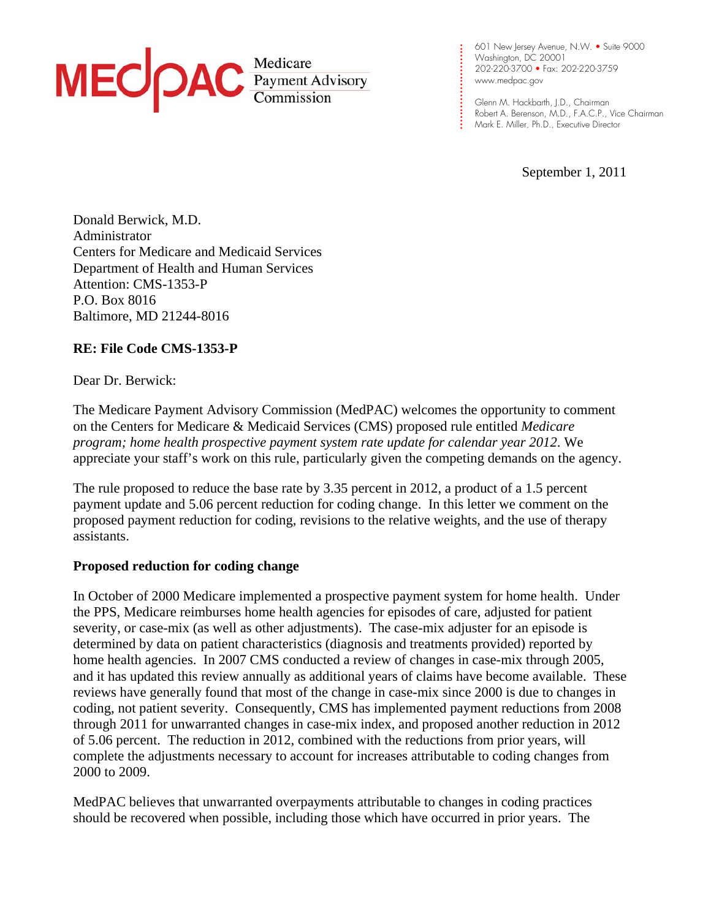**MEDPAC** Medicare Payment Advisory Commission

601 New Jersey Avenue, N.W. • Suite 9000
Washington, DC 20001
202-220-3700 • Fax: 202-220-3759
www.medpac.gov

Glenn M. Hackbarth, J.D., Chairman
Robert A. Berenson, M.D., F.A.C.P., Vice Chairman
Mark E. Miller, Ph.D., Executive Director

September 1, 2011

Donald Berwick, M.D.
Administrator
Centers for Medicare and Medicaid Services
Department of Health and Human Services
Attention: CMS-1353-P
P.O. Box 8016
Baltimore, MD 21244-8016

**RE: File Code CMS-1353-P**

Dear Dr. Berwick:

The Medicare Payment Advisory Commission (MedPAC) welcomes the opportunity to comment on the Centers for Medicare & Medicaid Services (CMS) proposed rule entitled *Medicare program; home health prospective payment system rate update for calendar year 2012*. We appreciate your staff's work on this rule, particularly given the competing demands on the agency.

The rule proposed to reduce the base rate by 3.35 percent in 2012, a product of a 1.5 percent payment update and 5.06 percent reduction for coding change. In this letter we comment on the proposed payment reduction for coding, revisions to the relative weights, and the use of therapy assistants.

**Proposed reduction for coding change**

In October of 2000 Medicare implemented a prospective payment system for home health. Under the PPS, Medicare reimburses home health agencies for episodes of care, adjusted for patient severity, or case-mix (as well as other adjustments). The case-mix adjuster for an episode is determined by data on patient characteristics (diagnosis and treatments provided) reported by home health agencies. In 2007 CMS conducted a review of changes in case-mix through 2005, and it has updated this review annually as additional years of claims have become available. These reviews have generally found that most of the change in case-mix since 2000 is due to changes in coding, not patient severity. Consequently, CMS has implemented payment reductions from 2008 through 2011 for unwarranted changes in case-mix index, and proposed another reduction in 2012 of 5.06 percent. The reduction in 2012, combined with the reductions from prior years, will complete the adjustments necessary to account for increases attributable to coding changes from 2000 to 2009.

MedPAC believes that unwarranted overpayments attributable to changes in coding practices should be recovered when possible, including those which have occurred in prior years. The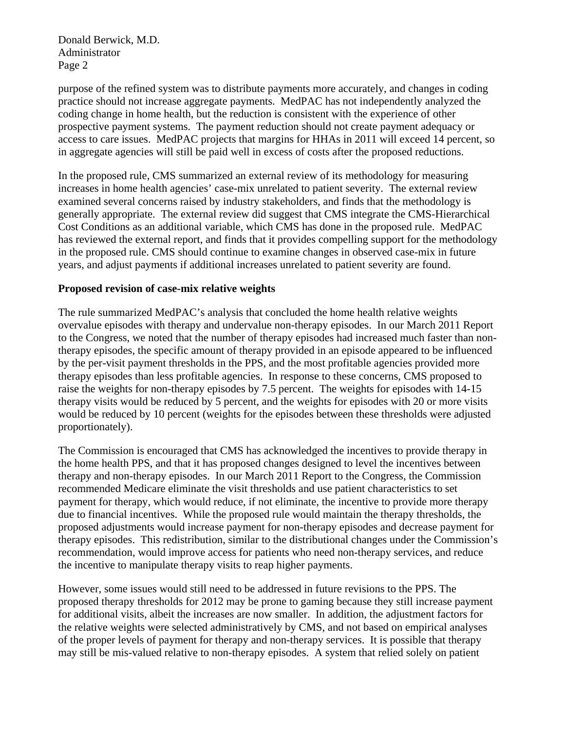purpose of the refined system was to distribute payments more accurately, and changes in coding practice should not increase aggregate payments. MedPAC has not independently analyzed the coding change in home health, but the reduction is consistent with the experience of other prospective payment systems. The payment reduction should not create payment adequacy or access to care issues. MedPAC projects that margins for HHAs in 2011 will exceed 14 percent, so in aggregate agencies will still be paid well in excess of costs after the proposed reductions.

In the proposed rule, CMS summarized an external review of its methodology for measuring increases in home health agencies' case-mix unrelated to patient severity. The external review examined several concerns raised by industry stakeholders, and finds that the methodology is generally appropriate. The external review did suggest that CMS integrate the CMS-Hierarchical Cost Conditions as an additional variable, which CMS has done in the proposed rule. MedPAC has reviewed the external report, and finds that it provides compelling support for the methodology in the proposed rule. CMS should continue to examine changes in observed case-mix in future years, and adjust payments if additional increases unrelated to patient severity are found.

**Proposed revision of case-mix relative weights**

The rule summarized MedPAC's analysis that concluded the home health relative weights overvalue episodes with therapy and undervalue non-therapy episodes. In our March 2011 Report to the Congress, we noted that the number of therapy episodes had increased much faster than non-therapy episodes, the specific amount of therapy provided in an episode appeared to be influenced by the per-visit payment thresholds in the PPS, and the most profitable agencies provided more therapy episodes than less profitable agencies. In response to these concerns, CMS proposed to raise the weights for non-therapy episodes by 7.5 percent. The weights for episodes with 14-15 therapy visits would be reduced by 5 percent, and the weights for episodes with 20 or more visits would be reduced by 10 percent (weights for the episodes between these thresholds were adjusted proportionately).

The Commission is encouraged that CMS has acknowledged the incentives to provide therapy in the home health PPS, and that it has proposed changes designed to level the incentives between therapy and non-therapy episodes. In our March 2011 Report to the Congress, the Commission recommended Medicare eliminate the visit thresholds and use patient characteristics to set payment for therapy, which would reduce, if not eliminate, the incentive to provide more therapy due to financial incentives. While the proposed rule would maintain the therapy thresholds, the proposed adjustments would increase payment for non-therapy episodes and decrease payment for therapy episodes. This redistribution, similar to the distributional changes under the Commission's recommendation, would improve access for patients who need non-therapy services, and reduce the incentive to manipulate therapy visits to reap higher payments.

However, some issues would still need to be addressed in future revisions to the PPS. The proposed therapy thresholds for 2012 may be prone to gaming because they still increase payment for additional visits, albeit the increases are now smaller. In addition, the adjustment factors for the relative weights were selected administratively by CMS, and not based on empirical analyses of the proper levels of payment for therapy and non-therapy services. It is possible that therapy may still be mis-valued relative to non-therapy episodes. A system that relied solely on patient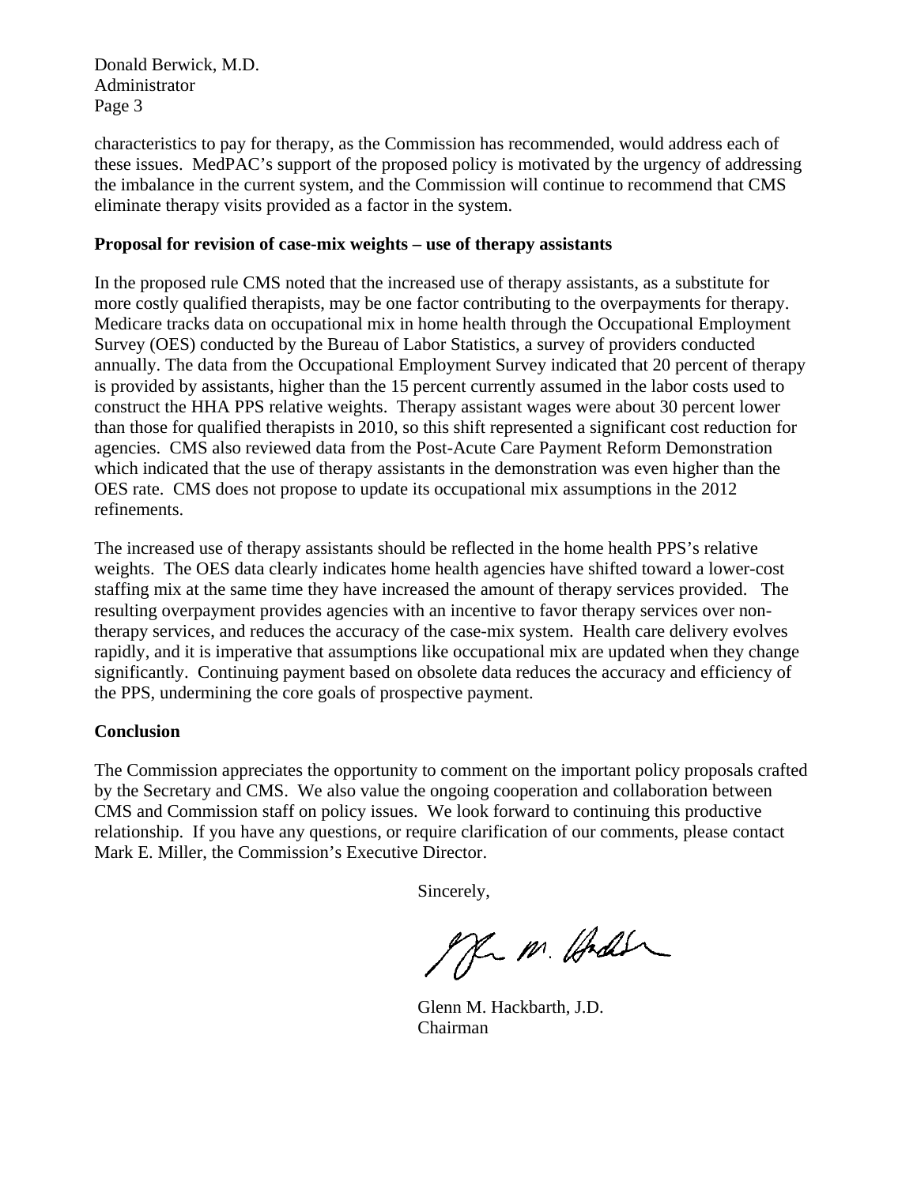characteristics to pay for therapy, as the Commission has recommended, would address each of these issues. MedPAC's support of the proposed policy is motivated by the urgency of addressing the imbalance in the current system, and the Commission will continue to recommend that CMS eliminate therapy visits provided as a factor in the system.

**Proposal for revision of case-mix weights – use of therapy assistants**

In the proposed rule CMS noted that the increased use of therapy assistants, as a substitute for more costly qualified therapists, may be one factor contributing to the overpayments for therapy. Medicare tracks data on occupational mix in home health through the Occupational Employment Survey (OES) conducted by the Bureau of Labor Statistics, a survey of providers conducted annually. The data from the Occupational Employment Survey indicated that 20 percent of therapy is provided by assistants, higher than the 15 percent currently assumed in the labor costs used to construct the HHA PPS relative weights. Therapy assistant wages were about 30 percent lower than those for qualified therapists in 2010, so this shift represented a significant cost reduction for agencies. CMS also reviewed data from the Post-Acute Care Payment Reform Demonstration which indicated that the use of therapy assistants in the demonstration was even higher than the OES rate. CMS does not propose to update its occupational mix assumptions in the 2012 refinements.

The increased use of therapy assistants should be reflected in the home health PPS's relative weights. The OES data clearly indicates home health agencies have shifted toward a lower-cost staffing mix at the same time they have increased the amount of therapy services provided. The resulting overpayment provides agencies with an incentive to favor therapy services over non-therapy services, and reduces the accuracy of the case-mix system. Health care delivery evolves rapidly, and it is imperative that assumptions like occupational mix are updated when they change significantly. Continuing payment based on obsolete data reduces the accuracy and efficiency of the PPS, undermining the core goals of prospective payment.

**Conclusion**

The Commission appreciates the opportunity to comment on the important policy proposals crafted by the Secretary and CMS. We also value the ongoing cooperation and collaboration between CMS and Commission staff on policy issues. We look forward to continuing this productive relationship. If you have any questions, or require clarification of our comments, please contact Mark E. Miller, the Commission's Executive Director.

Sincerely,

Glenn M. Hackbarth, J.D.
Chairman